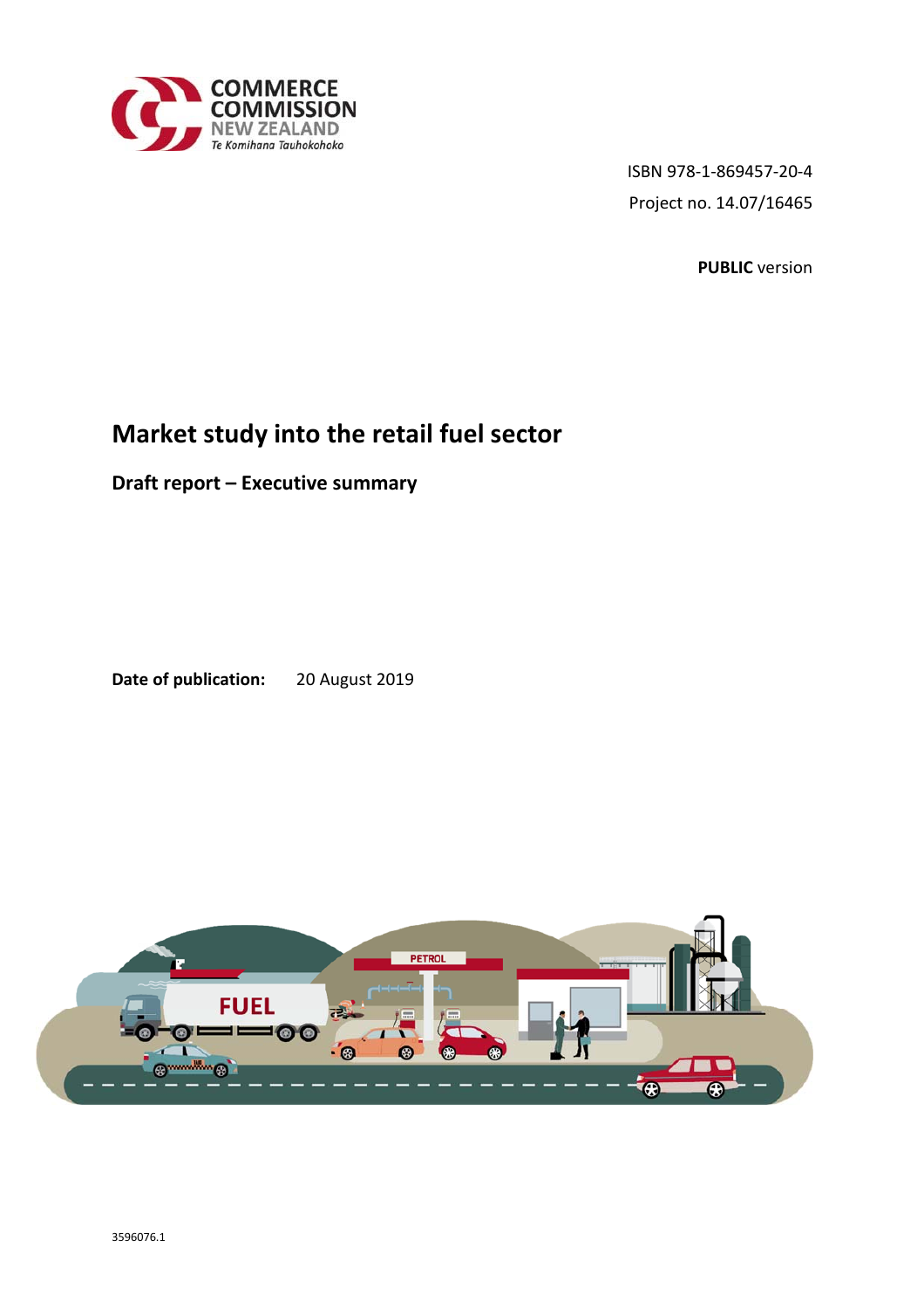COMMERCE COMMISSION NEW ZEALAND

*Te Komihana Tauhokohoko*

ISBN 978-1-869457-20-4

Project no. 14.07/16465

**PUBLIC** version

# Market study into the retail fuel sector

## Draft report – Executive summary

**Date of publication:** 20 August 2019

3596076.1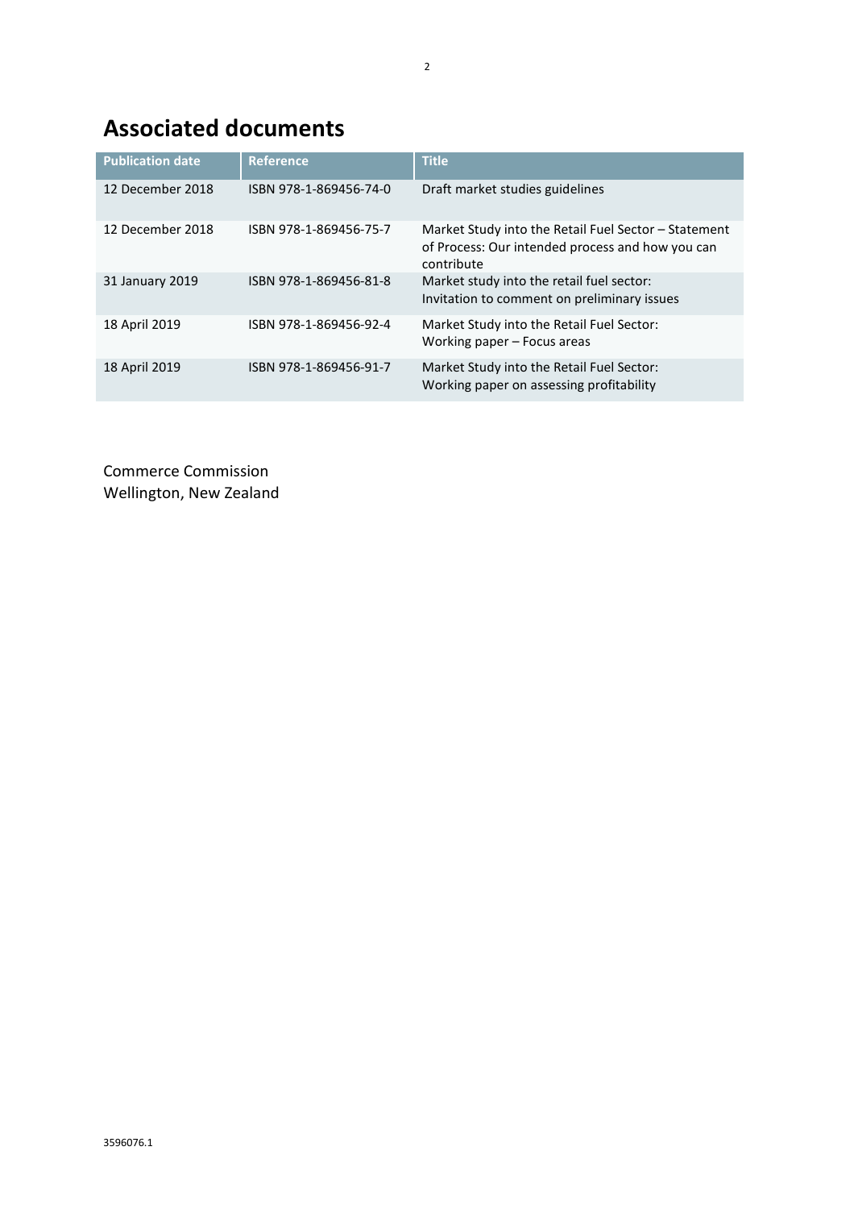# Associated documents

| Publication date | Reference | Title |
|---|---|---|
| 12 December 2018 | ISBN 978-1-869456-74-0 | Draft market studies guidelines |
| 12 December 2018 | ISBN 978-1-869456-75-7 | Market Study into the Retail Fuel Sector – Statement of Process: Our intended process and how you can contribute |
| 31 January 2019 | ISBN 978-1-869456-81-8 | Market study into the retail fuel sector: Invitation to comment on preliminary issues |
| 18 April 2019 | ISBN 978-1-869456-92-4 | Market Study into the Retail Fuel Sector: Working paper – Focus areas |
| 18 April 2019 | ISBN 978-1-869456-91-7 | Market Study into the Retail Fuel Sector: Working paper on assessing profitability |

Commerce Commission
Wellington, New Zealand

3596076.1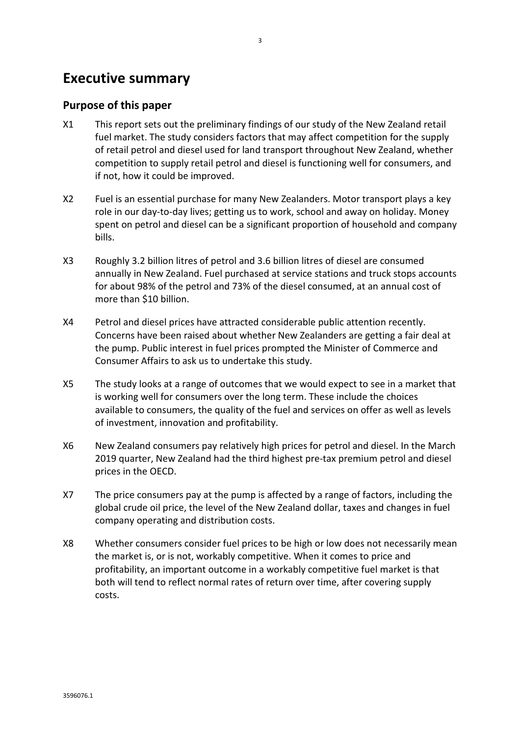# Executive summary

## Purpose of this paper

X1 This report sets out the preliminary findings of our study of the New Zealand retail fuel market. The study considers factors that may affect competition for the supply of retail petrol and diesel used for land transport throughout New Zealand, whether competition to supply retail petrol and diesel is functioning well for consumers, and if not, how it could be improved.

X2 Fuel is an essential purchase for many New Zealanders. Motor transport plays a key role in our day-to-day lives; getting us to work, school and away on holiday. Money spent on petrol and diesel can be a significant proportion of household and company bills.

X3 Roughly 3.2 billion litres of petrol and 3.6 billion litres of diesel are consumed annually in New Zealand. Fuel purchased at service stations and truck stops accounts for about 98% of the petrol and 73% of the diesel consumed, at an annual cost of more than $10 billion.

X4 Petrol and diesel prices have attracted considerable public attention recently. Concerns have been raised about whether New Zealanders are getting a fair deal at the pump. Public interest in fuel prices prompted the Minister of Commerce and Consumer Affairs to ask us to undertake this study.

X5 The study looks at a range of outcomes that we would expect to see in a market that is working well for consumers over the long term. These include the choices available to consumers, the quality of the fuel and services on offer as well as levels of investment, innovation and profitability.

X6 New Zealand consumers pay relatively high prices for petrol and diesel. In the March 2019 quarter, New Zealand had the third highest pre-tax premium petrol and diesel prices in the OECD.

X7 The price consumers pay at the pump is affected by a range of factors, including the global crude oil price, the level of the New Zealand dollar, taxes and changes in fuel company operating and distribution costs.

X8 Whether consumers consider fuel prices to be high or low does not necessarily mean the market is, or is not, workably competitive. When it comes to price and profitability, an important outcome in a workably competitive fuel market is that both will tend to reflect normal rates of return over time, after covering supply costs.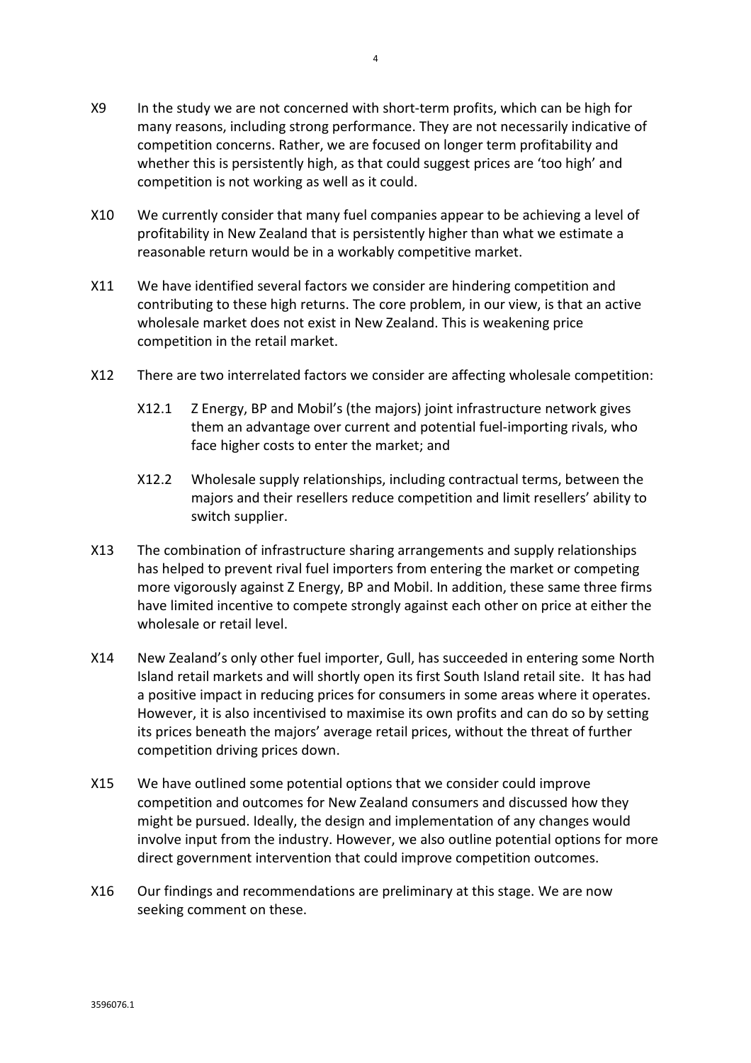X9 In the study we are not concerned with short-term profits, which can be high for many reasons, including strong performance. They are not necessarily indicative of competition concerns. Rather, we are focused on longer term profitability and whether this is persistently high, as that could suggest prices are 'too high' and competition is not working as well as it could.

X10 We currently consider that many fuel companies appear to be achieving a level of profitability in New Zealand that is persistently higher than what we estimate a reasonable return would be in a workably competitive market.

X11 We have identified several factors we consider are hindering competition and contributing to these high returns. The core problem, in our view, is that an active wholesale market does not exist in New Zealand. This is weakening price competition in the retail market.

X12 There are two interrelated factors we consider are affecting wholesale competition:

X12.1 Z Energy, BP and Mobil's (the majors) joint infrastructure network gives them an advantage over current and potential fuel-importing rivals, who face higher costs to enter the market; and

X12.2 Wholesale supply relationships, including contractual terms, between the majors and their resellers reduce competition and limit resellers' ability to switch supplier.

X13 The combination of infrastructure sharing arrangements and supply relationships has helped to prevent rival fuel importers from entering the market or competing more vigorously against Z Energy, BP and Mobil. In addition, these same three firms have limited incentive to compete strongly against each other on price at either the wholesale or retail level.

X14 New Zealand's only other fuel importer, Gull, has succeeded in entering some North Island retail markets and will shortly open its first South Island retail site. It has had a positive impact in reducing prices for consumers in some areas where it operates. However, it is also incentivised to maximise its own profits and can do so by setting its prices beneath the majors' average retail prices, without the threat of further competition driving prices down.

X15 We have outlined some potential options that we consider could improve competition and outcomes for New Zealand consumers and discussed how they might be pursued. Ideally, the design and implementation of any changes would involve input from the industry. However, we also outline potential options for more direct government intervention that could improve competition outcomes.

X16 Our findings and recommendations are preliminary at this stage. We are now seeking comment on these.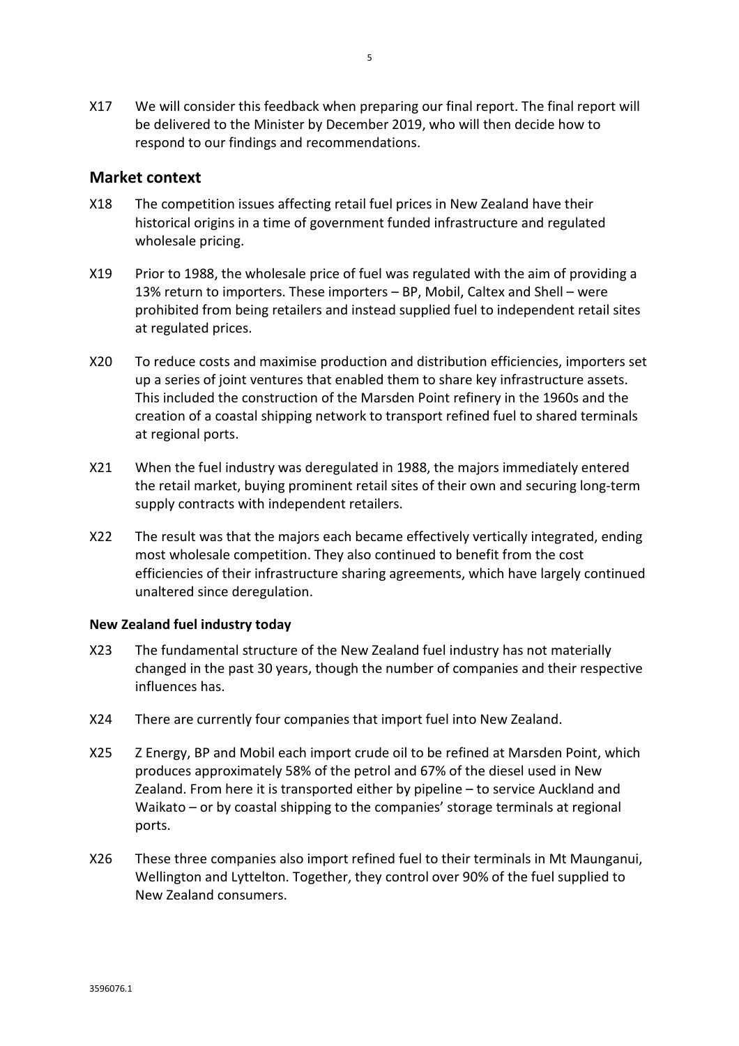X17 We will consider this feedback when preparing our final report. The final report will be delivered to the Minister by December 2019, who will then decide how to respond to our findings and recommendations.

## Market context

X18 The competition issues affecting retail fuel prices in New Zealand have their historical origins in a time of government funded infrastructure and regulated wholesale pricing.

X19 Prior to 1988, the wholesale price of fuel was regulated with the aim of providing a 13% return to importers. These importers – BP, Mobil, Caltex and Shell – were prohibited from being retailers and instead supplied fuel to independent retail sites at regulated prices.

X20 To reduce costs and maximise production and distribution efficiencies, importers set up a series of joint ventures that enabled them to share key infrastructure assets. This included the construction of the Marsden Point refinery in the 1960s and the creation of a coastal shipping network to transport refined fuel to shared terminals at regional ports.

X21 When the fuel industry was deregulated in 1988, the majors immediately entered the retail market, buying prominent retail sites of their own and securing long-term supply contracts with independent retailers.

X22 The result was that the majors each became effectively vertically integrated, ending most wholesale competition. They also continued to benefit from the cost efficiencies of their infrastructure sharing agreements, which have largely continued unaltered since deregulation.

### New Zealand fuel industry today

X23 The fundamental structure of the New Zealand fuel industry has not materially changed in the past 30 years, though the number of companies and their respective influences has.

X24 There are currently four companies that import fuel into New Zealand.

X25 Z Energy, BP and Mobil each import crude oil to be refined at Marsden Point, which produces approximately 58% of the petrol and 67% of the diesel used in New Zealand. From here it is transported either by pipeline – to service Auckland and Waikato – or by coastal shipping to the companies' storage terminals at regional ports.

X26 These three companies also import refined fuel to their terminals in Mt Maunganui, Wellington and Lyttelton. Together, they control over 90% of the fuel supplied to New Zealand consumers.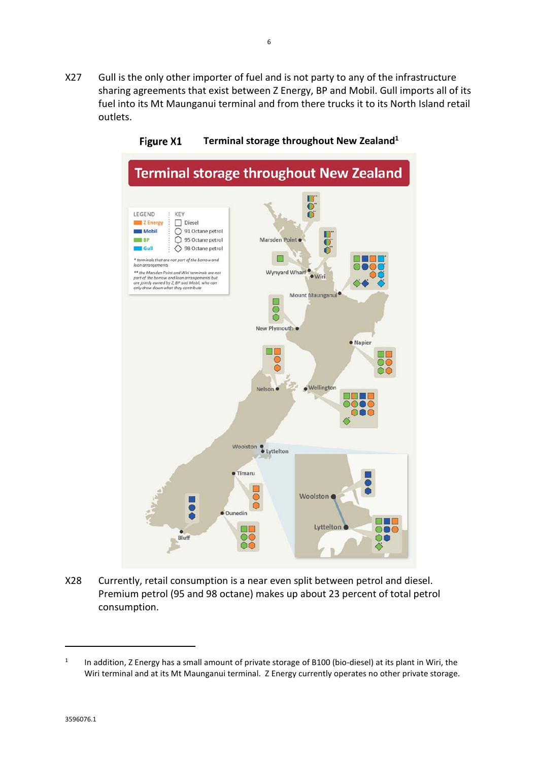X27 Gull is the only other importer of fuel and is not party to any of the infrastructure sharing agreements that exist between Z Energy, BP and Mobil. Gull imports all of its fuel into its Mt Maunganui terminal and from there trucks it to its North Island retail outlets.

**Figure X1 Terminal storage throughout New Zealand**[1]

X28 Currently, retail consumption is a near even split between petrol and diesel. Premium petrol (95 and 98 octane) makes up about 23 percent of total petrol consumption.

---

[1] In addition, Z Energy has a small amount of private storage of B100 (bio-diesel) at its plant in Wiri, the Wiri terminal and at its Mt Maunganui terminal. Z Energy currently operates no other private storage.

3596076.1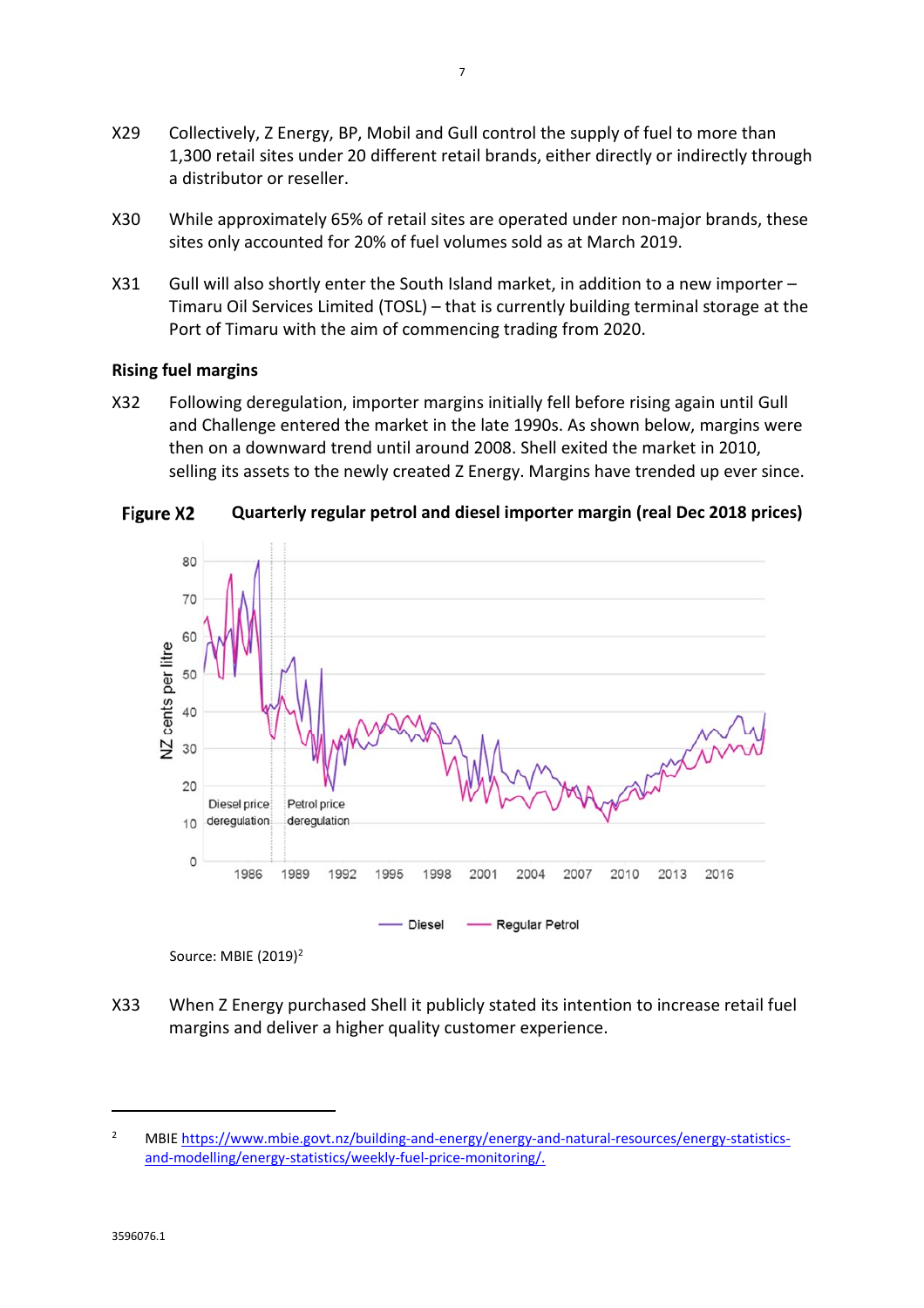X29 Collectively, Z Energy, BP, Mobil and Gull control the supply of fuel to more than 1,300 retail sites under 20 different retail brands, either directly or indirectly through a distributor or reseller.

X30 While approximately 65% of retail sites are operated under non-major brands, these sites only accounted for 20% of fuel volumes sold as at March 2019.

X31 Gull will also shortly enter the South Island market, in addition to a new importer – Timaru Oil Services Limited (TOSL) – that is currently building terminal storage at the Port of Timaru with the aim of commencing trading from 2020.

**Rising fuel margins**

X32 Following deregulation, importer margins initially fell before rising again until Gull and Challenge entered the market in the late 1990s. As shown below, margins were then on a downward trend until around 2008. Shell exited the market in 2010, selling its assets to the newly created Z Energy. Margins have trended up ever since.

**Figure X2 Quarterly regular petrol and diesel importer margin (real Dec 2018 prices)**

Source: MBIE (2019)[2]

X33 When Z Energy purchased Shell it publicly stated its intention to increase retail fuel margins and deliver a higher quality customer experience.

---

[2] MBIE https://www.mbie.govt.nz/building-and-energy/energy-and-natural-resources/energy-statistics-and-modelling/energy-statistics/weekly-fuel-price-monitoring/.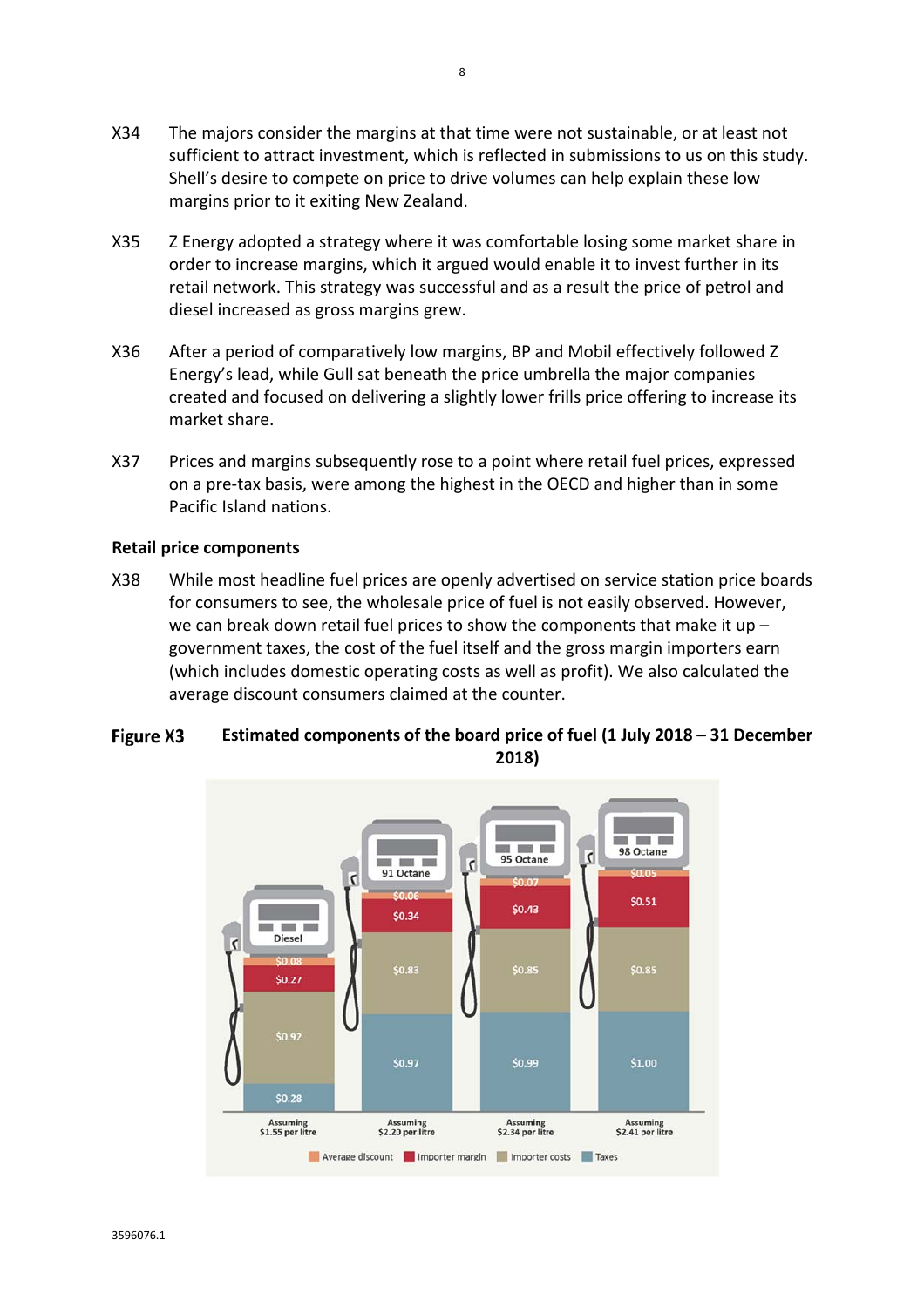X34 The majors consider the margins at that time were not sustainable, or at least not sufficient to attract investment, which is reflected in submissions to us on this study. Shell's desire to compete on price to drive volumes can help explain these low margins prior to it exiting New Zealand.

X35 Z Energy adopted a strategy where it was comfortable losing some market share in order to increase margins, which it argued would enable it to invest further in its retail network. This strategy was successful and as a result the price of petrol and diesel increased as gross margins grew.

X36 After a period of comparatively low margins, BP and Mobil effectively followed Z Energy's lead, while Gull sat beneath the price umbrella the major companies created and focused on delivering a slightly lower frills price offering to increase its market share.

X37 Prices and margins subsequently rose to a point where retail fuel prices, expressed on a pre-tax basis, were among the highest in the OECD and higher than in some Pacific Island nations.

## Retail price components

X38 While most headline fuel prices are openly advertised on service station price boards for consumers to see, the wholesale price of fuel is not easily observed. However, we can break down retail fuel prices to show the components that make it up – government taxes, the cost of the fuel itself and the gross margin importers earn (which includes domestic operating costs as well as profit). We also calculated the average discount consumers claimed at the counter.

**Figure X3 Estimated components of the board price of fuel (1 July 2018 – 31 December 2018)**

| | Diesel | 91 Octane | 95 Octane | 98 Octane |
|---|---|---|---|---|
| Average discount | $0.08 | $0.06 | $0.07 | $0.05 |
| Importer margin | $0.27 | $0.34 | $0.43 | $0.51 |
| Importer costs | $0.92 | $0.83 | $0.85 | $0.85 |
| Taxes | $0.28 | $0.97 | $0.99 | $1.00 |
| | Assuming $1.55 per litre | Assuming $2.20 per litre | Assuming $2.34 per litre | Assuming $2.41 per litre |

3596076.1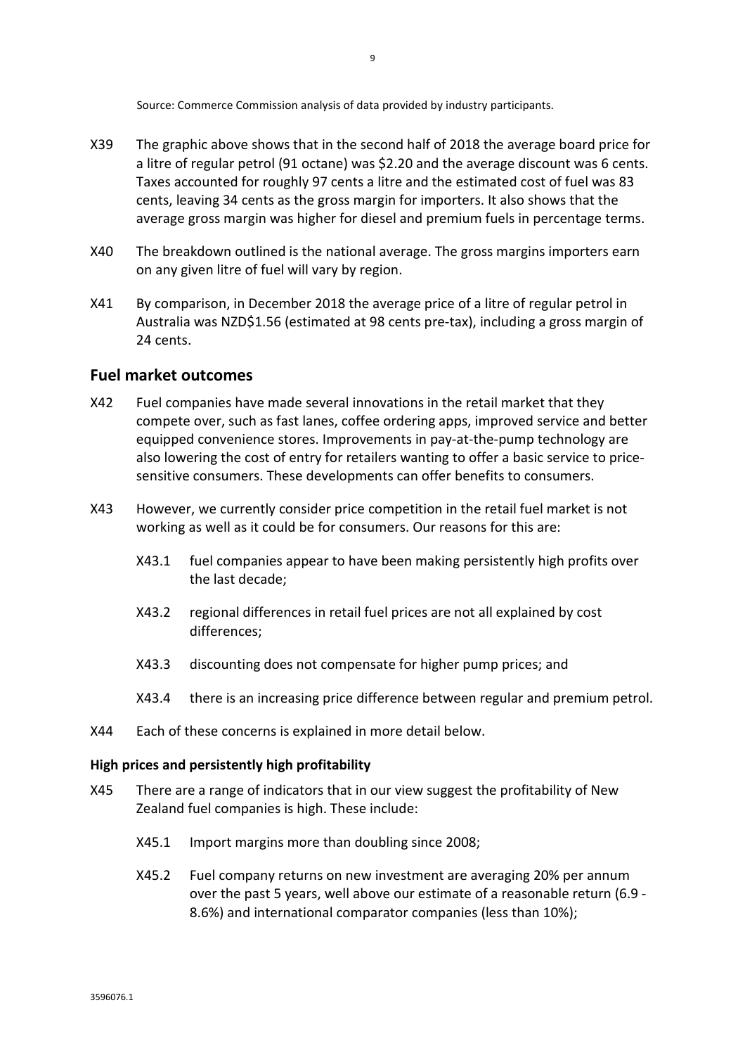Source: Commerce Commission analysis of data provided by industry participants.

X39 The graphic above shows that in the second half of 2018 the average board price for a litre of regular petrol (91 octane) was $2.20 and the average discount was 6 cents. Taxes accounted for roughly 97 cents a litre and the estimated cost of fuel was 83 cents, leaving 34 cents as the gross margin for importers. It also shows that the average gross margin was higher for diesel and premium fuels in percentage terms.

X40 The breakdown outlined is the national average. The gross margins importers earn on any given litre of fuel will vary by region.

X41 By comparison, in December 2018 the average price of a litre of regular petrol in Australia was NZD$1.56 (estimated at 98 cents pre-tax), including a gross margin of 24 cents.

## Fuel market outcomes

X42 Fuel companies have made several innovations in the retail market that they compete over, such as fast lanes, coffee ordering apps, improved service and better equipped convenience stores. Improvements in pay-at-the-pump technology are also lowering the cost of entry for retailers wanting to offer a basic service to price-sensitive consumers. These developments can offer benefits to consumers.

X43 However, we currently consider price competition in the retail fuel market is not working as well as it could be for consumers. Our reasons for this are:

- X43.1 fuel companies appear to have been making persistently high profits over the last decade;
- X43.2 regional differences in retail fuel prices are not all explained by cost differences;
- X43.3 discounting does not compensate for higher pump prices; and
- X43.4 there is an increasing price difference between regular and premium petrol.

X44 Each of these concerns is explained in more detail below.

### High prices and persistently high profitability

X45 There are a range of indicators that in our view suggest the profitability of New Zealand fuel companies is high. These include:

- X45.1 Import margins more than doubling since 2008;
- X45.2 Fuel company returns on new investment are averaging 20% per annum over the past 5 years, well above our estimate of a reasonable return (6.9 - 8.6%) and international comparator companies (less than 10%);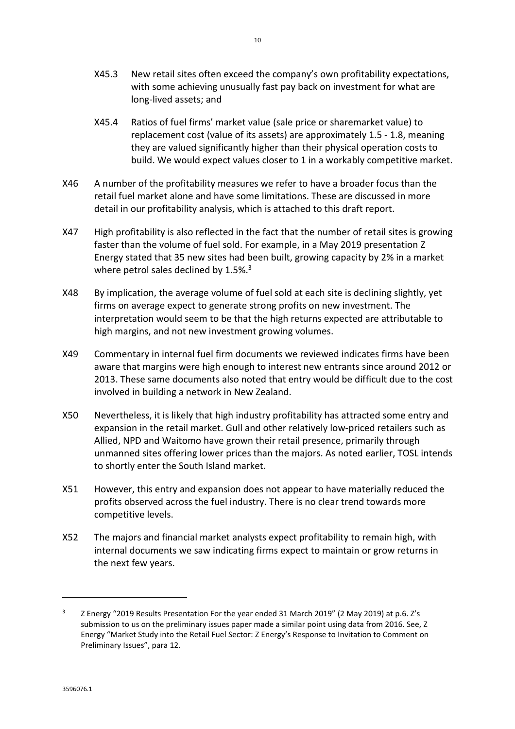X45.3 New retail sites often exceed the company's own profitability expectations, with some achieving unusually fast pay back on investment for what are long-lived assets; and

X45.4 Ratios of fuel firms' market value (sale price or sharemarket value) to replacement cost (value of its assets) are approximately 1.5 - 1.8, meaning they are valued significantly higher than their physical operation costs to build. We would expect values closer to 1 in a workably competitive market.

X46 A number of the profitability measures we refer to have a broader focus than the retail fuel market alone and have some limitations. These are discussed in more detail in our profitability analysis, which is attached to this draft report.

X47 High profitability is also reflected in the fact that the number of retail sites is growing faster than the volume of fuel sold. For example, in a May 2019 presentation Z Energy stated that 35 new sites had been built, growing capacity by 2% in a market where petrol sales declined by 1.5%.[3]

X48 By implication, the average volume of fuel sold at each site is declining slightly, yet firms on average expect to generate strong profits on new investment. The interpretation would seem to be that the high returns expected are attributable to high margins, and not new investment growing volumes.

X49 Commentary in internal fuel firm documents we reviewed indicates firms have been aware that margins were high enough to interest new entrants since around 2012 or 2013. These same documents also noted that entry would be difficult due to the cost involved in building a network in New Zealand.

X50 Nevertheless, it is likely that high industry profitability has attracted some entry and expansion in the retail market. Gull and other relatively low-priced retailers such as Allied, NPD and Waitomo have grown their retail presence, primarily through unmanned sites offering lower prices than the majors. As noted earlier, TOSL intends to shortly enter the South Island market.

X51 However, this entry and expansion does not appear to have materially reduced the profits observed across the fuel industry. There is no clear trend towards more competitive levels.

X52 The majors and financial market analysts expect profitability to remain high, with internal documents we saw indicating firms expect to maintain or grow returns in the next few years.

---

[3] Z Energy "2019 Results Presentation For the year ended 31 March 2019" (2 May 2019) at p.6. Z's submission to us on the preliminary issues paper made a similar point using data from 2016. See, Z Energy "Market Study into the Retail Fuel Sector: Z Energy's Response to Invitation to Comment on Preliminary Issues", para 12.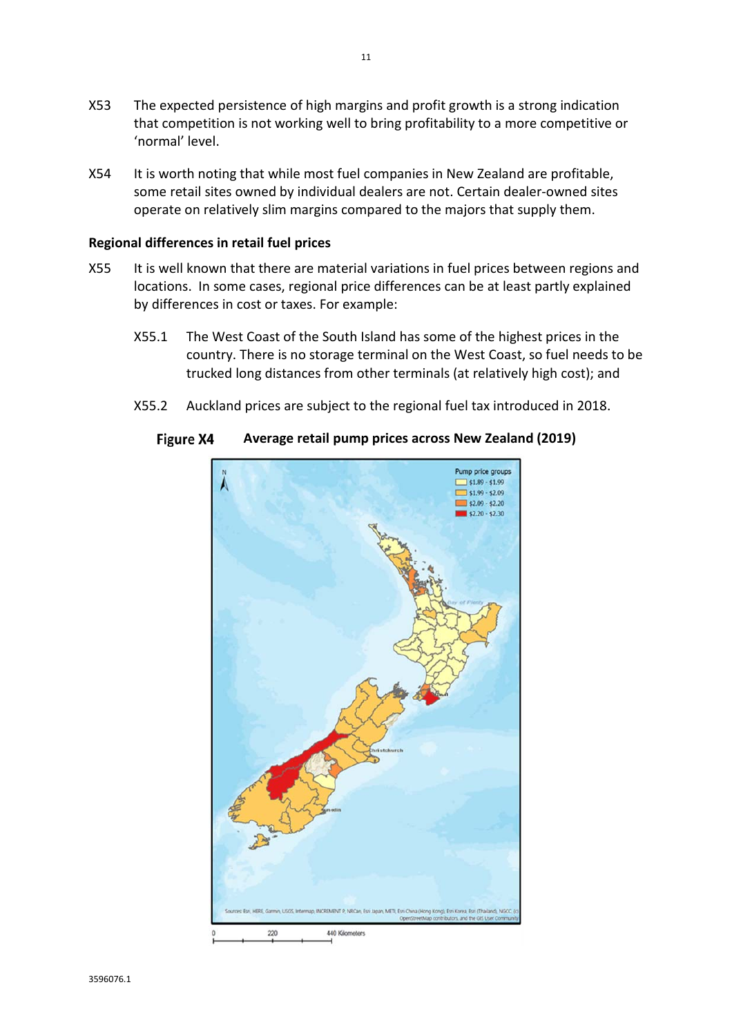X53 The expected persistence of high margins and profit growth is a strong indication that competition is not working well to bring profitability to a more competitive or 'normal' level.

X54 It is worth noting that while most fuel companies in New Zealand are profitable, some retail sites owned by individual dealers are not. Certain dealer-owned sites operate on relatively slim margins compared to the majors that supply them.

**Regional differences in retail fuel prices**

X55 It is well known that there are material variations in fuel prices between regions and locations. In some cases, regional price differences can be at least partly explained by differences in cost or taxes. For example:

X55.1 The West Coast of the South Island has some of the highest prices in the country. There is no storage terminal on the West Coast, so fuel needs to be trucked long distances from other terminals (at relatively high cost); and

X55.2 Auckland prices are subject to the regional fuel tax introduced in 2018.

**Figure X4 Average retail pump prices across New Zealand (2019)**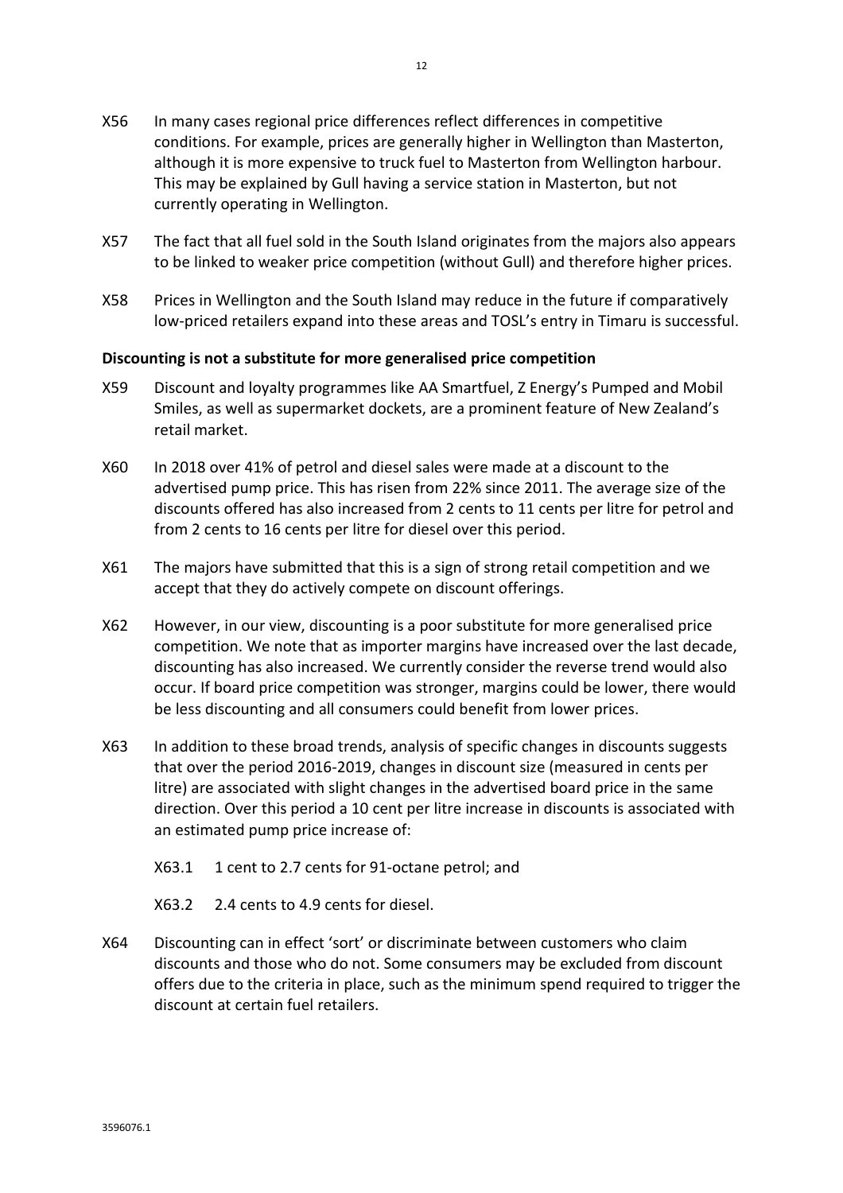X56 In many cases regional price differences reflect differences in competitive conditions. For example, prices are generally higher in Wellington than Masterton, although it is more expensive to truck fuel to Masterton from Wellington harbour. This may be explained by Gull having a service station in Masterton, but not currently operating in Wellington.

X57 The fact that all fuel sold in the South Island originates from the majors also appears to be linked to weaker price competition (without Gull) and therefore higher prices.

X58 Prices in Wellington and the South Island may reduce in the future if comparatively low-priced retailers expand into these areas and TOSL's entry in Timaru is successful.

**Discounting is not a substitute for more generalised price competition**

X59 Discount and loyalty programmes like AA Smartfuel, Z Energy's Pumped and Mobil Smiles, as well as supermarket dockets, are a prominent feature of New Zealand's retail market.

X60 In 2018 over 41% of petrol and diesel sales were made at a discount to the advertised pump price. This has risen from 22% since 2011. The average size of the discounts offered has also increased from 2 cents to 11 cents per litre for petrol and from 2 cents to 16 cents per litre for diesel over this period.

X61 The majors have submitted that this is a sign of strong retail competition and we accept that they do actively compete on discount offerings.

X62 However, in our view, discounting is a poor substitute for more generalised price competition. We note that as importer margins have increased over the last decade, discounting has also increased. We currently consider the reverse trend would also occur. If board price competition was stronger, margins could be lower, there would be less discounting and all consumers could benefit from lower prices.

X63 In addition to these broad trends, analysis of specific changes in discounts suggests that over the period 2016-2019, changes in discount size (measured in cents per litre) are associated with slight changes in the advertised board price in the same direction. Over this period a 10 cent per litre increase in discounts is associated with an estimated pump price increase of:

X63.1 1 cent to 2.7 cents for 91-octane petrol; and

X63.2 2.4 cents to 4.9 cents for diesel.

X64 Discounting can in effect 'sort' or discriminate between customers who claim discounts and those who do not. Some consumers may be excluded from discount offers due to the criteria in place, such as the minimum spend required to trigger the discount at certain fuel retailers.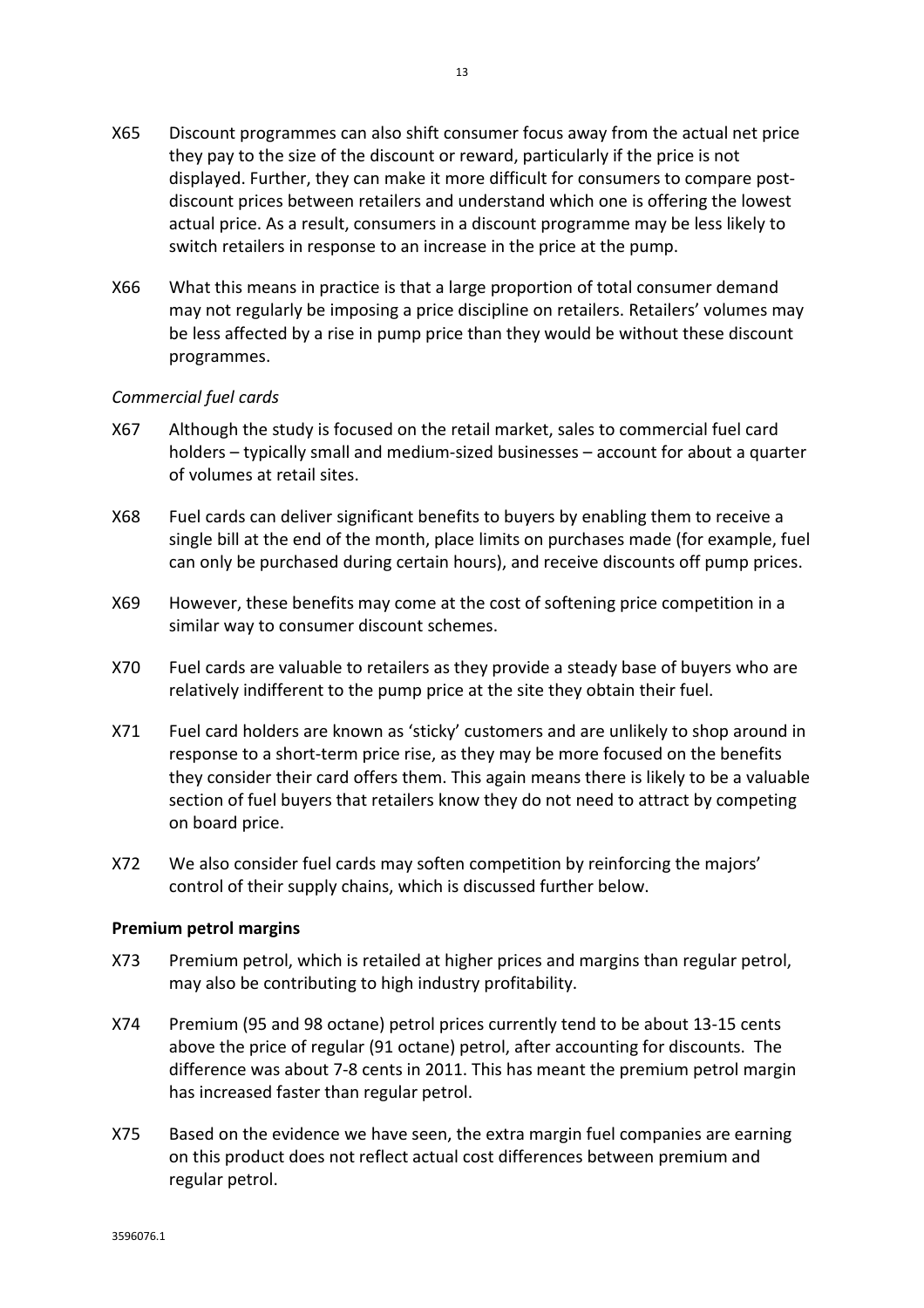X65 Discount programmes can also shift consumer focus away from the actual net price they pay to the size of the discount or reward, particularly if the price is not displayed. Further, they can make it more difficult for consumers to compare post-discount prices between retailers and understand which one is offering the lowest actual price. As a result, consumers in a discount programme may be less likely to switch retailers in response to an increase in the price at the pump.

X66 What this means in practice is that a large proportion of total consumer demand may not regularly be imposing a price discipline on retailers. Retailers' volumes may be less affected by a rise in pump price than they would be without these discount programmes.

*Commercial fuel cards*

X67 Although the study is focused on the retail market, sales to commercial fuel card holders – typically small and medium-sized businesses – account for about a quarter of volumes at retail sites.

X68 Fuel cards can deliver significant benefits to buyers by enabling them to receive a single bill at the end of the month, place limits on purchases made (for example, fuel can only be purchased during certain hours), and receive discounts off pump prices.

X69 However, these benefits may come at the cost of softening price competition in a similar way to consumer discount schemes.

X70 Fuel cards are valuable to retailers as they provide a steady base of buyers who are relatively indifferent to the pump price at the site they obtain their fuel.

X71 Fuel card holders are known as 'sticky' customers and are unlikely to shop around in response to a short-term price rise, as they may be more focused on the benefits they consider their card offers them. This again means there is likely to be a valuable section of fuel buyers that retailers know they do not need to attract by competing on board price.

X72 We also consider fuel cards may soften competition by reinforcing the majors' control of their supply chains, which is discussed further below.

**Premium petrol margins**

X73 Premium petrol, which is retailed at higher prices and margins than regular petrol, may also be contributing to high industry profitability.

X74 Premium (95 and 98 octane) petrol prices currently tend to be about 13-15 cents above the price of regular (91 octane) petrol, after accounting for discounts. The difference was about 7-8 cents in 2011. This has meant the premium petrol margin has increased faster than regular petrol.

X75 Based on the evidence we have seen, the extra margin fuel companies are earning on this product does not reflect actual cost differences between premium and regular petrol.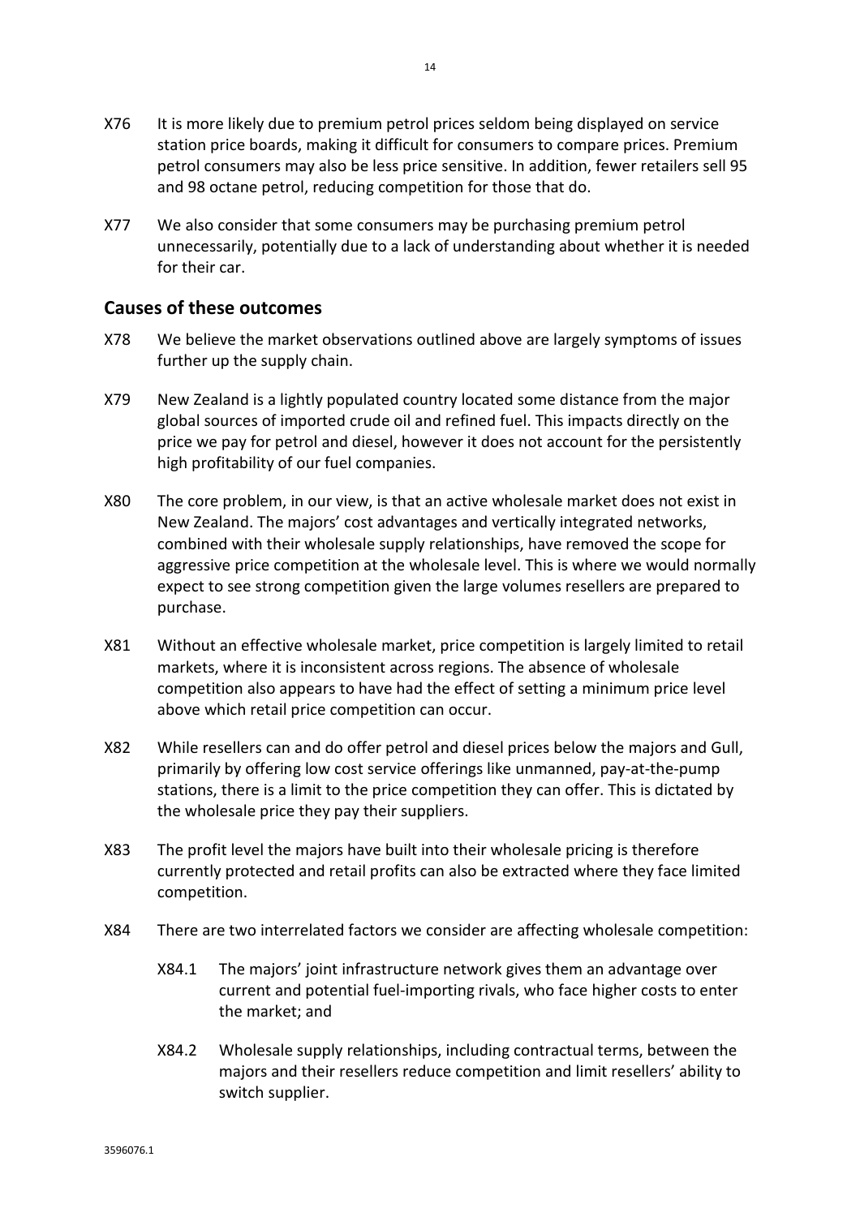X76 It is more likely due to premium petrol prices seldom being displayed on service station price boards, making it difficult for consumers to compare prices. Premium petrol consumers may also be less price sensitive. In addition, fewer retailers sell 95 and 98 octane petrol, reducing competition for those that do.

X77 We also consider that some consumers may be purchasing premium petrol unnecessarily, potentially due to a lack of understanding about whether it is needed for their car.

## Causes of these outcomes

X78 We believe the market observations outlined above are largely symptoms of issues further up the supply chain.

X79 New Zealand is a lightly populated country located some distance from the major global sources of imported crude oil and refined fuel. This impacts directly on the price we pay for petrol and diesel, however it does not account for the persistently high profitability of our fuel companies.

X80 The core problem, in our view, is that an active wholesale market does not exist in New Zealand. The majors' cost advantages and vertically integrated networks, combined with their wholesale supply relationships, have removed the scope for aggressive price competition at the wholesale level. This is where we would normally expect to see strong competition given the large volumes resellers are prepared to purchase.

X81 Without an effective wholesale market, price competition is largely limited to retail markets, where it is inconsistent across regions. The absence of wholesale competition also appears to have had the effect of setting a minimum price level above which retail price competition can occur.

X82 While resellers can and do offer petrol and diesel prices below the majors and Gull, primarily by offering low cost service offerings like unmanned, pay-at-the-pump stations, there is a limit to the price competition they can offer. This is dictated by the wholesale price they pay their suppliers.

X83 The profit level the majors have built into their wholesale pricing is therefore currently protected and retail profits can also be extracted where they face limited competition.

X84 There are two interrelated factors we consider are affecting wholesale competition:

X84.1 The majors' joint infrastructure network gives them an advantage over current and potential fuel-importing rivals, who face higher costs to enter the market; and

X84.2 Wholesale supply relationships, including contractual terms, between the majors and their resellers reduce competition and limit resellers' ability to switch supplier.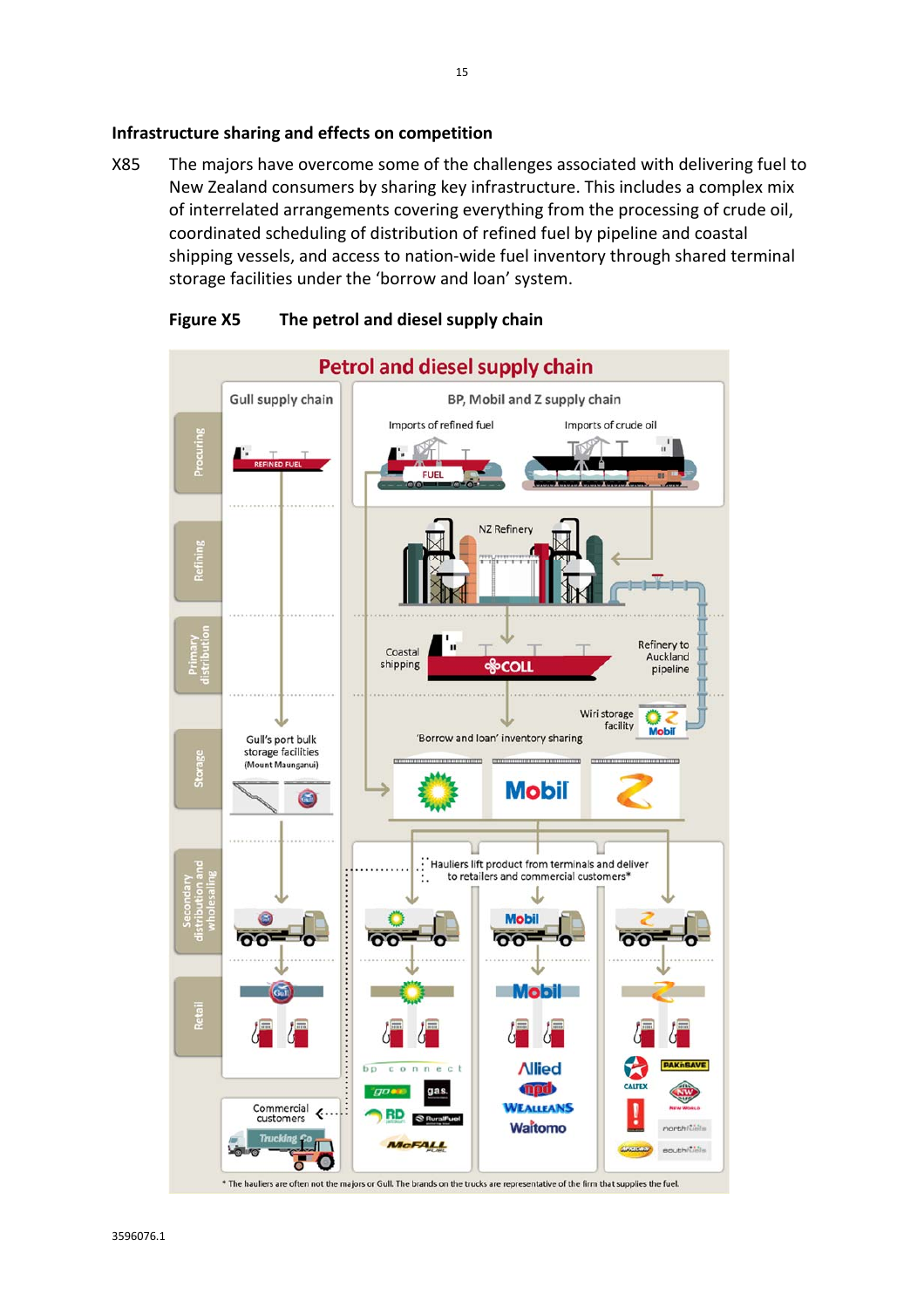## Infrastructure sharing and effects on competition

X85 The majors have overcome some of the challenges associated with delivering fuel to New Zealand consumers by sharing key infrastructure. This includes a complex mix of interrelated arrangements covering everything from the processing of crude oil, coordinated scheduling of distribution of refined fuel by pipeline and coastal shipping vessels, and access to nation-wide fuel inventory through shared terminal storage facilities under the 'borrow and loan' system.

**Figure X5 The petrol and diesel supply chain**

**Petrol and diesel supply chain**

| | Gull supply chain | BP, Mobil and Z supply chain |
|---|---|---|
| Procuring | Refined fuel | Imports of refined fuel; Imports of crude oil |
| Refining | | NZ Refinery |
| Primary distribution | | Coastal shipping (COLL); Refinery to Auckland pipeline; Wiri storage facility |
| Storage | Gull's port bulk storage facilities (Mount Maunganui) | 'Borrow and loan' inventory sharing (BP, Mobil, Z) |
| Secondary distribution and wholesaling | Gull | Hauliers lift product from terminals and deliver to retailers and commercial customers* (BP, Mobil, Z) |
| Retail | Gull; Commercial customers | BP: bp connect, go, gas., RD, RuralFuel, McFall Fuel; Mobil: Allied, npd, Wealleans, Waitomo; Z: Caltex, Pak'nSave, New World, northfuels, southfuels |

\* The hauliers are often not the majors or Gull. The brands on the trucks are representative of the firm that supplies the fuel.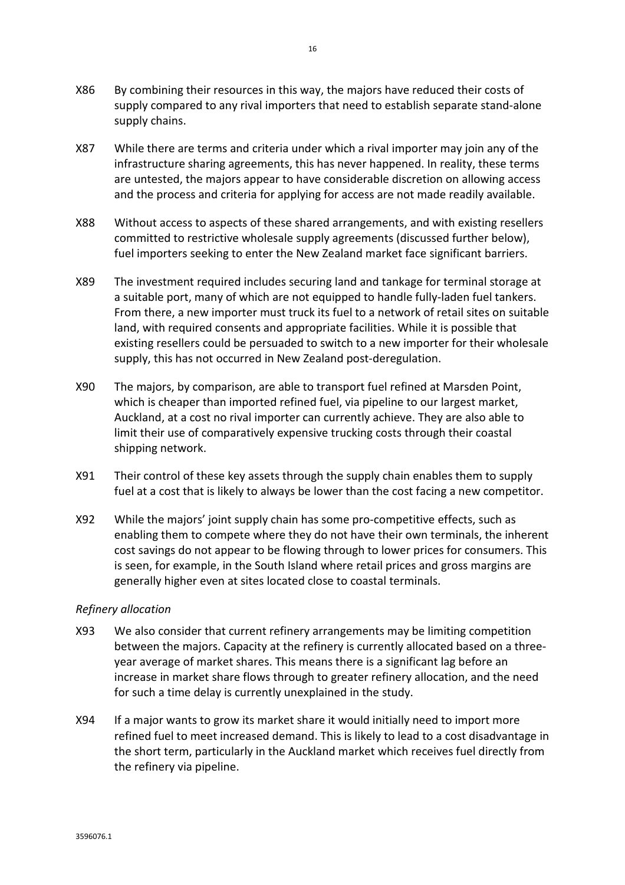X86 By combining their resources in this way, the majors have reduced their costs of supply compared to any rival importers that need to establish separate stand-alone supply chains.

X87 While there are terms and criteria under which a rival importer may join any of the infrastructure sharing agreements, this has never happened. In reality, these terms are untested, the majors appear to have considerable discretion on allowing access and the process and criteria for applying for access are not made readily available.

X88 Without access to aspects of these shared arrangements, and with existing resellers committed to restrictive wholesale supply agreements (discussed further below), fuel importers seeking to enter the New Zealand market face significant barriers.

X89 The investment required includes securing land and tankage for terminal storage at a suitable port, many of which are not equipped to handle fully-laden fuel tankers. From there, a new importer must truck its fuel to a network of retail sites on suitable land, with required consents and appropriate facilities. While it is possible that existing resellers could be persuaded to switch to a new importer for their wholesale supply, this has not occurred in New Zealand post-deregulation.

X90 The majors, by comparison, are able to transport fuel refined at Marsden Point, which is cheaper than imported refined fuel, via pipeline to our largest market, Auckland, at a cost no rival importer can currently achieve. They are also able to limit their use of comparatively expensive trucking costs through their coastal shipping network.

X91 Their control of these key assets through the supply chain enables them to supply fuel at a cost that is likely to always be lower than the cost facing a new competitor.

X92 While the majors' joint supply chain has some pro-competitive effects, such as enabling them to compete where they do not have their own terminals, the inherent cost savings do not appear to be flowing through to lower prices for consumers. This is seen, for example, in the South Island where retail prices and gross margins are generally higher even at sites located close to coastal terminals.

*Refinery allocation*

X93 We also consider that current refinery arrangements may be limiting competition between the majors. Capacity at the refinery is currently allocated based on a three-year average of market shares. This means there is a significant lag before an increase in market share flows through to greater refinery allocation, and the need for such a time delay is currently unexplained in the study.

X94 If a major wants to grow its market share it would initially need to import more refined fuel to meet increased demand. This is likely to lead to a cost disadvantage in the short term, particularly in the Auckland market which receives fuel directly from the refinery via pipeline.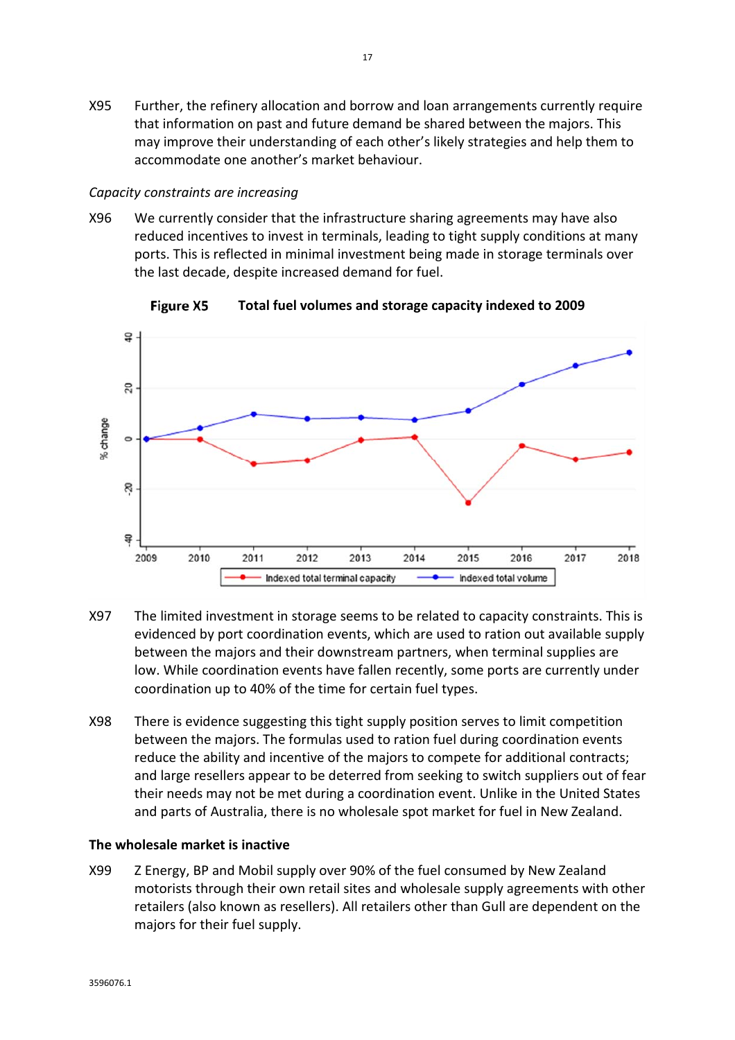X95 Further, the refinery allocation and borrow and loan arrangements currently require that information on past and future demand be shared between the majors. This may improve their understanding of each other's likely strategies and help them to accommodate one another's market behaviour.

*Capacity constraints are increasing*

X96 We currently consider that the infrastructure sharing agreements may have also reduced incentives to invest in terminals, leading to tight supply conditions at many ports. This is reflected in minimal investment being made in storage terminals over the last decade, despite increased demand for fuel.

**Figure X5 Total fuel volumes and storage capacity indexed to 2009**

X97 The limited investment in storage seems to be related to capacity constraints. This is evidenced by port coordination events, which are used to ration out available supply between the majors and their downstream partners, when terminal supplies are low. While coordination events have fallen recently, some ports are currently under coordination up to 40% of the time for certain fuel types.

X98 There is evidence suggesting this tight supply position serves to limit competition between the majors. The formulas used to ration fuel during coordination events reduce the ability and incentive of the majors to compete for additional contracts; and large resellers appear to be deterred from seeking to switch suppliers out of fear their needs may not be met during a coordination event. Unlike in the United States and parts of Australia, there is no wholesale spot market for fuel in New Zealand.

**The wholesale market is inactive**

X99 Z Energy, BP and Mobil supply over 90% of the fuel consumed by New Zealand motorists through their own retail sites and wholesale supply agreements with other retailers (also known as resellers). All retailers other than Gull are dependent on the majors for their fuel supply.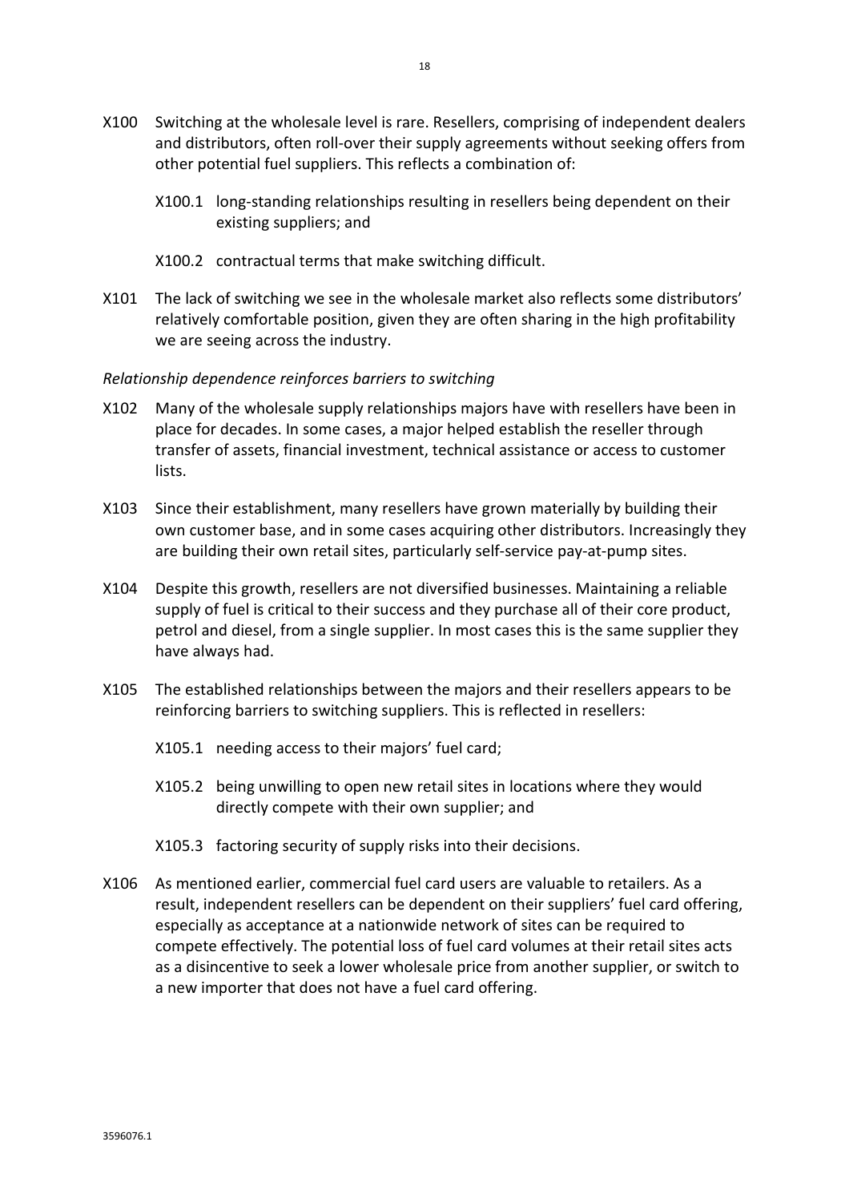X100 Switching at the wholesale level is rare. Resellers, comprising of independent dealers and distributors, often roll-over their supply agreements without seeking offers from other potential fuel suppliers. This reflects a combination of:

X100.1 long-standing relationships resulting in resellers being dependent on their existing suppliers; and

X100.2 contractual terms that make switching difficult.

X101 The lack of switching we see in the wholesale market also reflects some distributors' relatively comfortable position, given they are often sharing in the high profitability we are seeing across the industry.

*Relationship dependence reinforces barriers to switching*

X102 Many of the wholesale supply relationships majors have with resellers have been in place for decades. In some cases, a major helped establish the reseller through transfer of assets, financial investment, technical assistance or access to customer lists.

X103 Since their establishment, many resellers have grown materially by building their own customer base, and in some cases acquiring other distributors. Increasingly they are building their own retail sites, particularly self-service pay-at-pump sites.

X104 Despite this growth, resellers are not diversified businesses. Maintaining a reliable supply of fuel is critical to their success and they purchase all of their core product, petrol and diesel, from a single supplier. In most cases this is the same supplier they have always had.

X105 The established relationships between the majors and their resellers appears to be reinforcing barriers to switching suppliers. This is reflected in resellers:

X105.1 needing access to their majors' fuel card;

X105.2 being unwilling to open new retail sites in locations where they would directly compete with their own supplier; and

X105.3 factoring security of supply risks into their decisions.

X106 As mentioned earlier, commercial fuel card users are valuable to retailers. As a result, independent resellers can be dependent on their suppliers' fuel card offering, especially as acceptance at a nationwide network of sites can be required to compete effectively. The potential loss of fuel card volumes at their retail sites acts as a disincentive to seek a lower wholesale price from another supplier, or switch to a new importer that does not have a fuel card offering.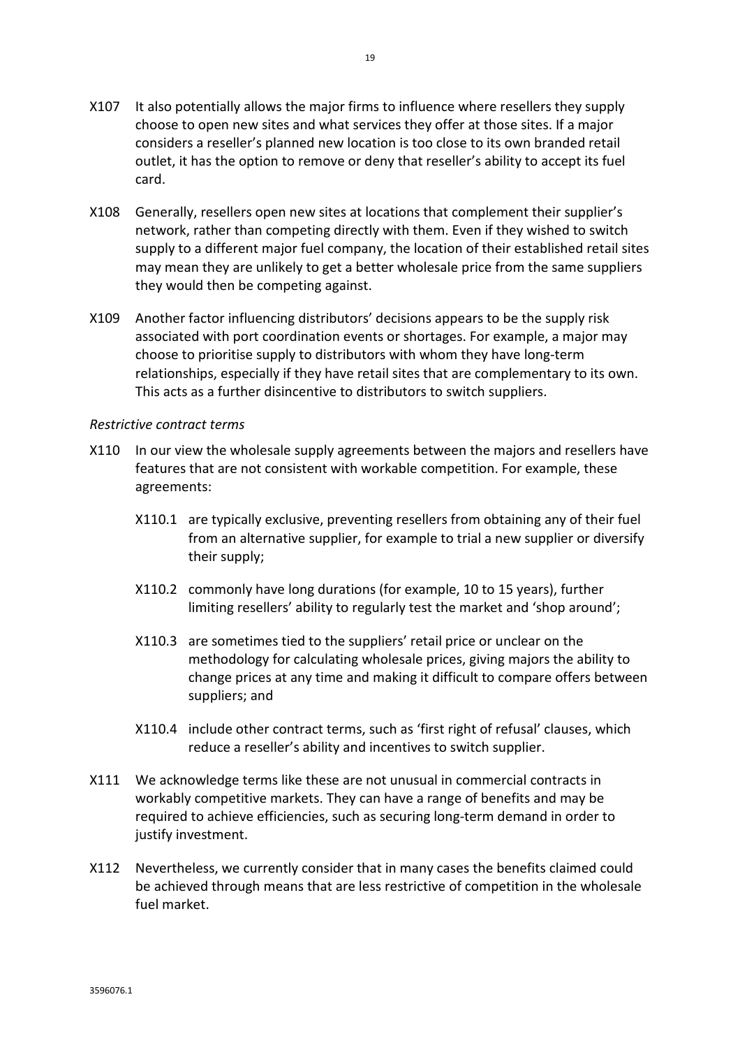X107 It also potentially allows the major firms to influence where resellers they supply choose to open new sites and what services they offer at those sites. If a major considers a reseller's planned new location is too close to its own branded retail outlet, it has the option to remove or deny that reseller's ability to accept its fuel card.

X108 Generally, resellers open new sites at locations that complement their supplier's network, rather than competing directly with them. Even if they wished to switch supply to a different major fuel company, the location of their established retail sites may mean they are unlikely to get a better wholesale price from the same suppliers they would then be competing against.

X109 Another factor influencing distributors' decisions appears to be the supply risk associated with port coordination events or shortages. For example, a major may choose to prioritise supply to distributors with whom they have long-term relationships, especially if they have retail sites that are complementary to its own. This acts as a further disincentive to distributors to switch suppliers.

*Restrictive contract terms*

X110 In our view the wholesale supply agreements between the majors and resellers have features that are not consistent with workable competition. For example, these agreements:

X110.1 are typically exclusive, preventing resellers from obtaining any of their fuel from an alternative supplier, for example to trial a new supplier or diversify their supply;

X110.2 commonly have long durations (for example, 10 to 15 years), further limiting resellers' ability to regularly test the market and 'shop around';

X110.3 are sometimes tied to the suppliers' retail price or unclear on the methodology for calculating wholesale prices, giving majors the ability to change prices at any time and making it difficult to compare offers between suppliers; and

X110.4 include other contract terms, such as 'first right of refusal' clauses, which reduce a reseller's ability and incentives to switch supplier.

X111 We acknowledge terms like these are not unusual in commercial contracts in workably competitive markets. They can have a range of benefits and may be required to achieve efficiencies, such as securing long-term demand in order to justify investment.

X112 Nevertheless, we currently consider that in many cases the benefits claimed could be achieved through means that are less restrictive of competition in the wholesale fuel market.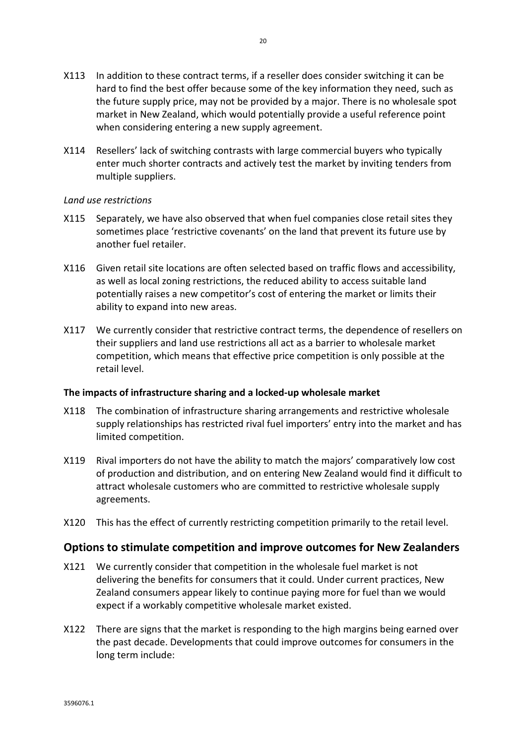X113 In addition to these contract terms, if a reseller does consider switching it can be hard to find the best offer because some of the key information they need, such as the future supply price, may not be provided by a major. There is no wholesale spot market in New Zealand, which would potentially provide a useful reference point when considering entering a new supply agreement.

X114 Resellers' lack of switching contrasts with large commercial buyers who typically enter much shorter contracts and actively test the market by inviting tenders from multiple suppliers.

*Land use restrictions*

X115 Separately, we have also observed that when fuel companies close retail sites they sometimes place 'restrictive covenants' on the land that prevent its future use by another fuel retailer.

X116 Given retail site locations are often selected based on traffic flows and accessibility, as well as local zoning restrictions, the reduced ability to access suitable land potentially raises a new competitor's cost of entering the market or limits their ability to expand into new areas.

X117 We currently consider that restrictive contract terms, the dependence of resellers on their suppliers and land use restrictions all act as a barrier to wholesale market competition, which means that effective price competition is only possible at the retail level.

**The impacts of infrastructure sharing and a locked-up wholesale market**

X118 The combination of infrastructure sharing arrangements and restrictive wholesale supply relationships has restricted rival fuel importers' entry into the market and has limited competition.

X119 Rival importers do not have the ability to match the majors' comparatively low cost of production and distribution, and on entering New Zealand would find it difficult to attract wholesale customers who are committed to restrictive wholesale supply agreements.

X120 This has the effect of currently restricting competition primarily to the retail level.

## Options to stimulate competition and improve outcomes for New Zealanders

X121 We currently consider that competition in the wholesale fuel market is not delivering the benefits for consumers that it could. Under current practices, New Zealand consumers appear likely to continue paying more for fuel than we would expect if a workably competitive wholesale market existed.

X122 There are signs that the market is responding to the high margins being earned over the past decade. Developments that could improve outcomes for consumers in the long term include: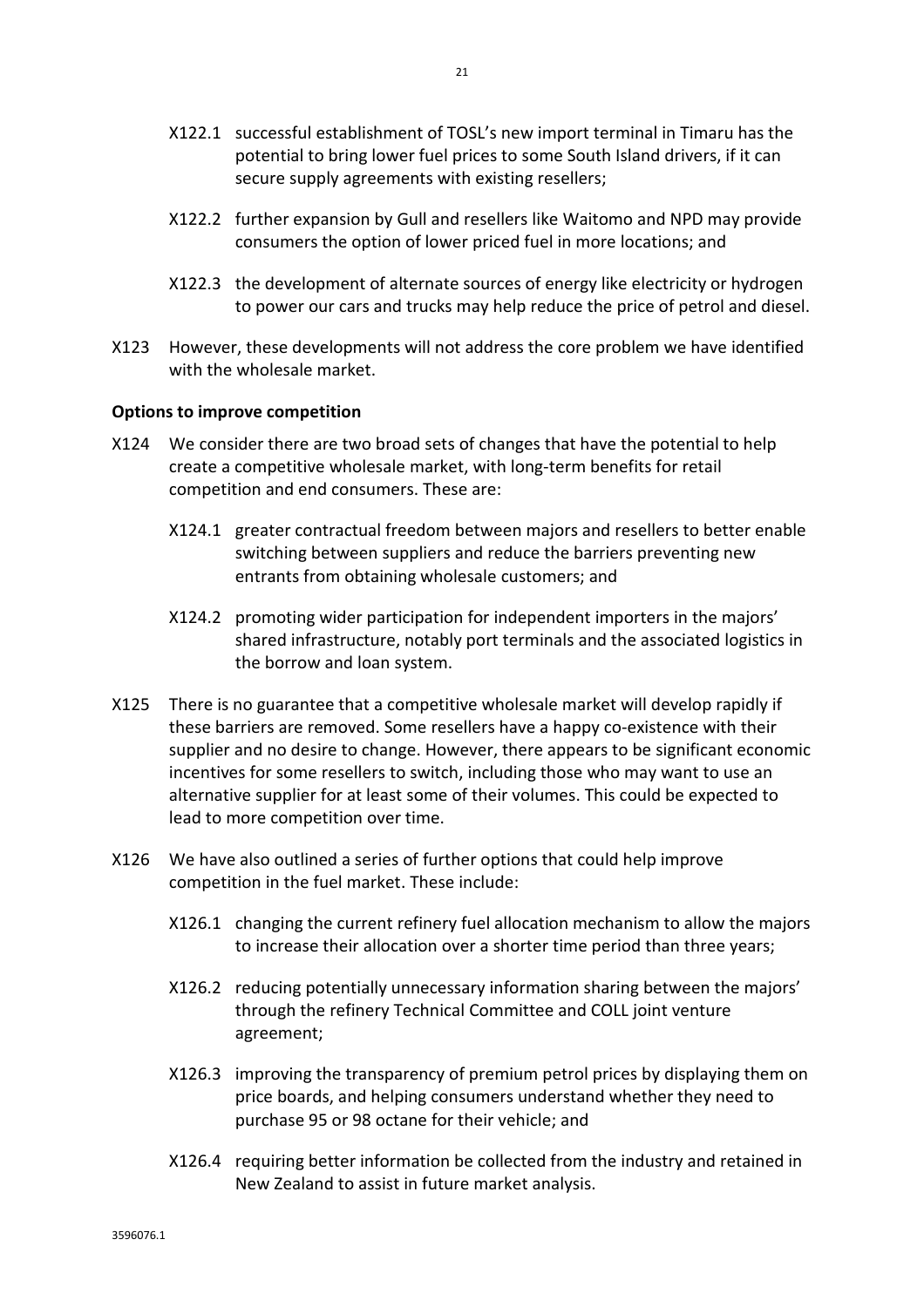X122.1 successful establishment of TOSL's new import terminal in Timaru has the potential to bring lower fuel prices to some South Island drivers, if it can secure supply agreements with existing resellers;

X122.2 further expansion by Gull and resellers like Waitomo and NPD may provide consumers the option of lower priced fuel in more locations; and

X122.3 the development of alternate sources of energy like electricity or hydrogen to power our cars and trucks may help reduce the price of petrol and diesel.

X123 However, these developments will not address the core problem we have identified with the wholesale market.

**Options to improve competition**

X124 We consider there are two broad sets of changes that have the potential to help create a competitive wholesale market, with long-term benefits for retail competition and end consumers. These are:

X124.1 greater contractual freedom between majors and resellers to better enable switching between suppliers and reduce the barriers preventing new entrants from obtaining wholesale customers; and

X124.2 promoting wider participation for independent importers in the majors' shared infrastructure, notably port terminals and the associated logistics in the borrow and loan system.

X125 There is no guarantee that a competitive wholesale market will develop rapidly if these barriers are removed. Some resellers have a happy co-existence with their supplier and no desire to change. However, there appears to be significant economic incentives for some resellers to switch, including those who may want to use an alternative supplier for at least some of their volumes. This could be expected to lead to more competition over time.

X126 We have also outlined a series of further options that could help improve competition in the fuel market. These include:

X126.1 changing the current refinery fuel allocation mechanism to allow the majors to increase their allocation over a shorter time period than three years;

X126.2 reducing potentially unnecessary information sharing between the majors' through the refinery Technical Committee and COLL joint venture agreement;

X126.3 improving the transparency of premium petrol prices by displaying them on price boards, and helping consumers understand whether they need to purchase 95 or 98 octane for their vehicle; and

X126.4 requiring better information be collected from the industry and retained in New Zealand to assist in future market analysis.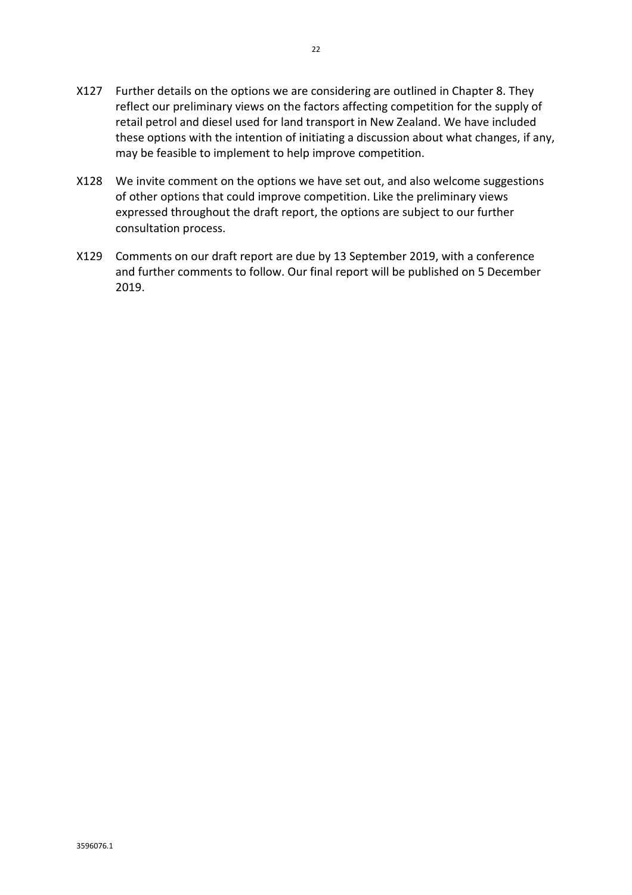X127 Further details on the options we are considering are outlined in Chapter 8. They reflect our preliminary views on the factors affecting competition for the supply of retail petrol and diesel used for land transport in New Zealand. We have included these options with the intention of initiating a discussion about what changes, if any, may be feasible to implement to help improve competition.

X128 We invite comment on the options we have set out, and also welcome suggestions of other options that could improve competition. Like the preliminary views expressed throughout the draft report, the options are subject to our further consultation process.

X129 Comments on our draft report are due by 13 September 2019, with a conference and further comments to follow. Our final report will be published on 5 December 2019.

3596076.1